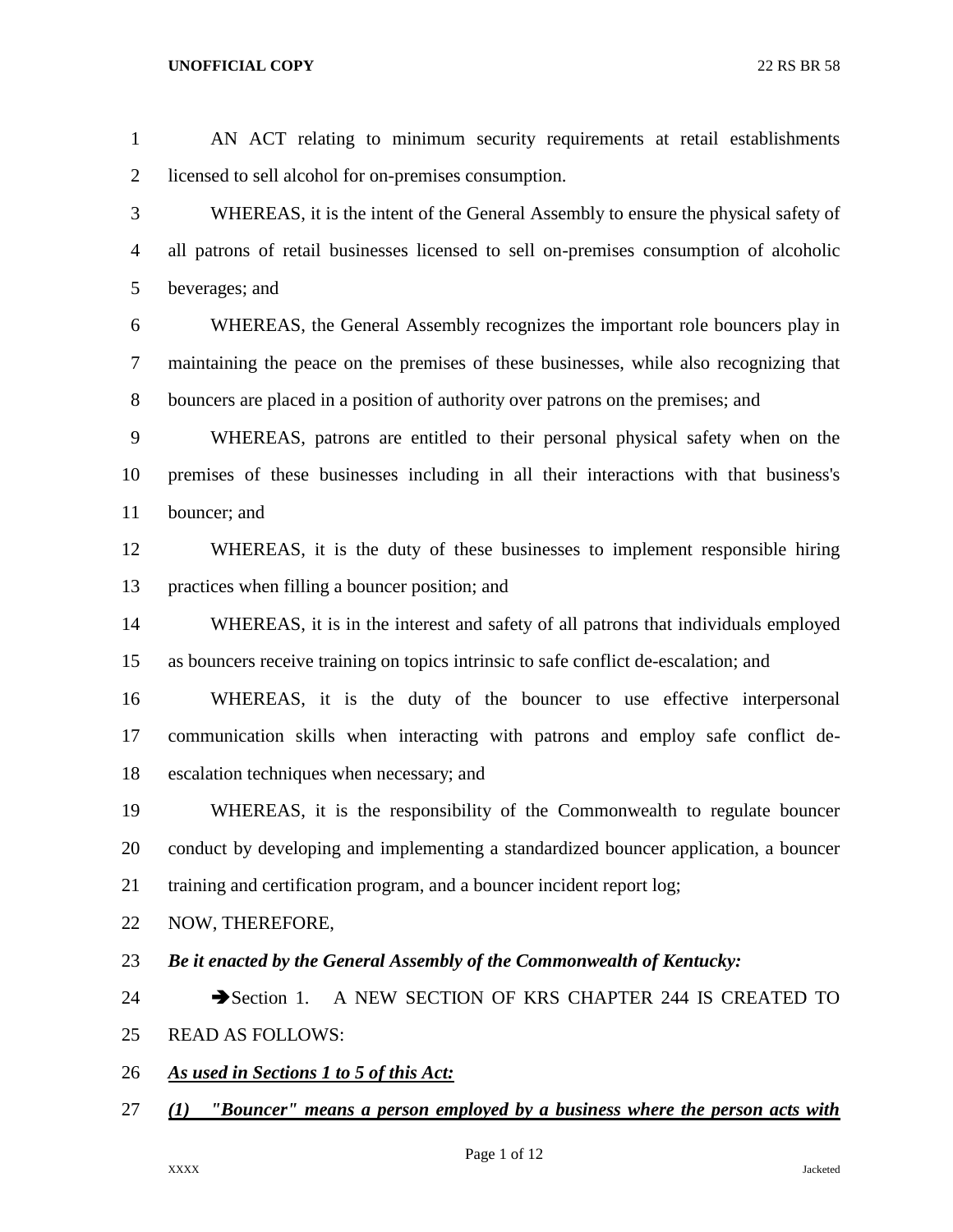AN ACT relating to minimum security requirements at retail establishments licensed to sell alcohol for on-premises consumption.

WHEREAS, it is the intent of the General Assembly to ensure the physical safety of all patrons of retail businesses licensed to sell on-premises consumption of alcoholic beverages; and

WHEREAS, the General Assembly recognizes the important role bouncers play in maintaining the peace on the premises of these businesses, while also recognizing that bouncers are placed in a position of authority over patrons on the premises; and

WHEREAS, patrons are entitled to their personal physical safety when on the premises of these businesses including in all their interactions with that business's bouncer; and

WHEREAS, it is the duty of these businesses to implement responsible hiring practices when filling a bouncer position; and

WHEREAS, it is in the interest and safety of all patrons that individuals employed as bouncers receive training on topics intrinsic to safe conflict de-escalation; and

WHEREAS, it is the duty of the bouncer to use effective interpersonal communication skills when interacting with patrons and employ safe conflict de-escalation techniques when necessary; and

WHEREAS, it is the responsibility of the Commonwealth to regulate bouncer conduct by developing and implementing a standardized bouncer application, a bouncer training and certification program, and a bouncer incident report log;

NOW, THEREFORE,

***Be it enacted by the General Assembly of the Commonwealth of Kentucky:***

➔Section 1. A NEW SECTION OF KRS CHAPTER 244 IS CREATED TO READ AS FOLLOWS:

***<u>As used in Sections 1 to 5 of this Act:</u>***

***<u>(1) "Bouncer" means a person employed by a business where the person acts with</u>***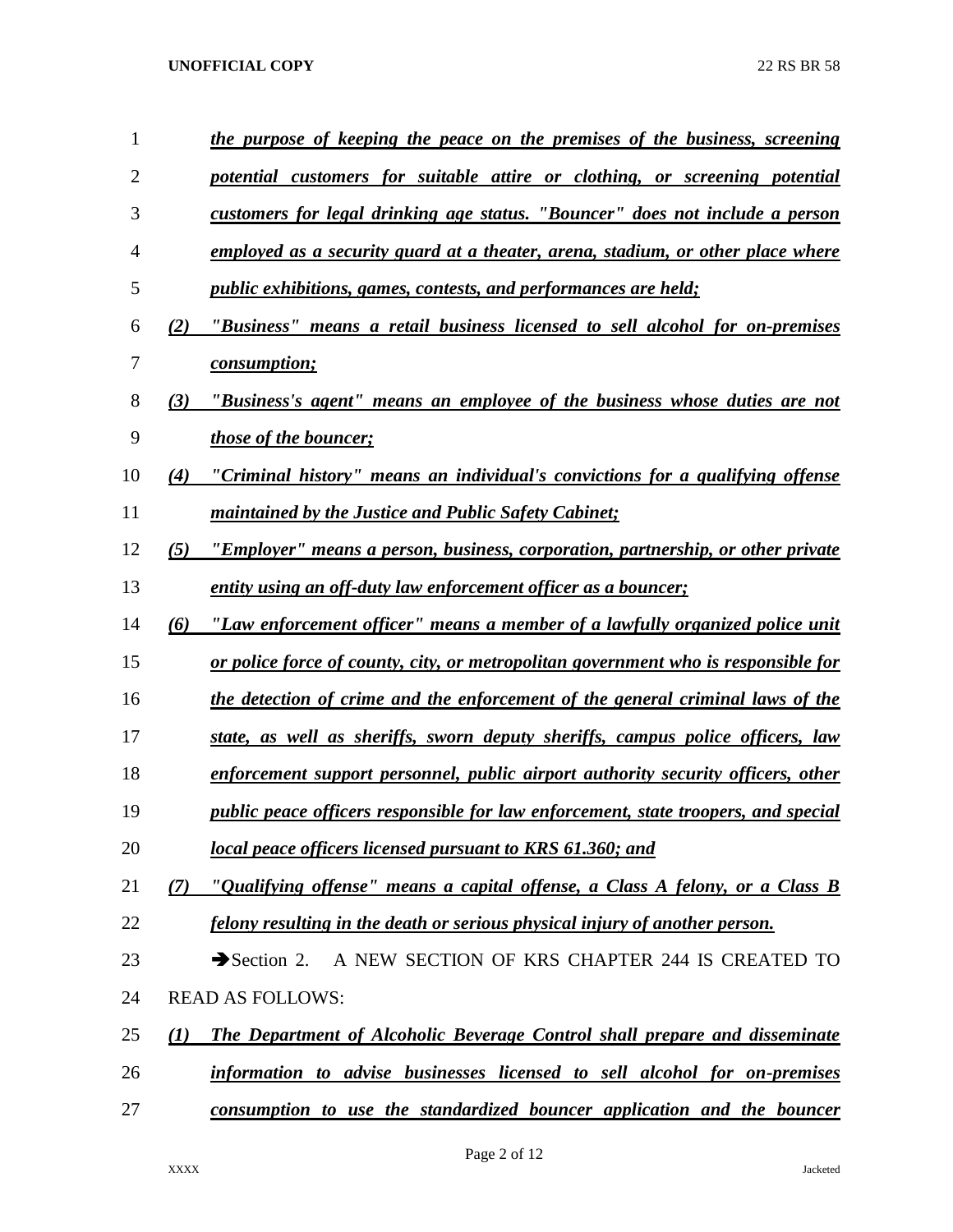*the purpose of keeping the peace on the premises of the business, screening potential customers for suitable attire or clothing, or screening potential customers for legal drinking age status. "Bouncer" does not include a person employed as a security guard at a theater, arena, stadium, or other place where public exhibitions, games, contests, and performances are held;*

*(2) "Business" means a retail business licensed to sell alcohol for on-premises consumption;*

*(3) "Business's agent" means an employee of the business whose duties are not those of the bouncer;*

*(4) "Criminal history" means an individual's convictions for a qualifying offense maintained by the Justice and Public Safety Cabinet;*

*(5) "Employer" means a person, business, corporation, partnership, or other private entity using an off-duty law enforcement officer as a bouncer;*

*(6) "Law enforcement officer" means a member of a lawfully organized police unit or police force of county, city, or metropolitan government who is responsible for the detection of crime and the enforcement of the general criminal laws of the state, as well as sheriffs, sworn deputy sheriffs, campus police officers, law enforcement support personnel, public airport authority security officers, other public peace officers responsible for law enforcement, state troopers, and special local peace officers licensed pursuant to KRS 61.360; and*

*(7) "Qualifying offense" means a capital offense, a Class A felony, or a Class B felony resulting in the death or serious physical injury of another person.*

➔Section 2. A NEW SECTION OF KRS CHAPTER 244 IS CREATED TO READ AS FOLLOWS:

*(1) The Department of Alcoholic Beverage Control shall prepare and disseminate information to advise businesses licensed to sell alcohol for on-premises consumption to use the standardized bouncer application and the bouncer*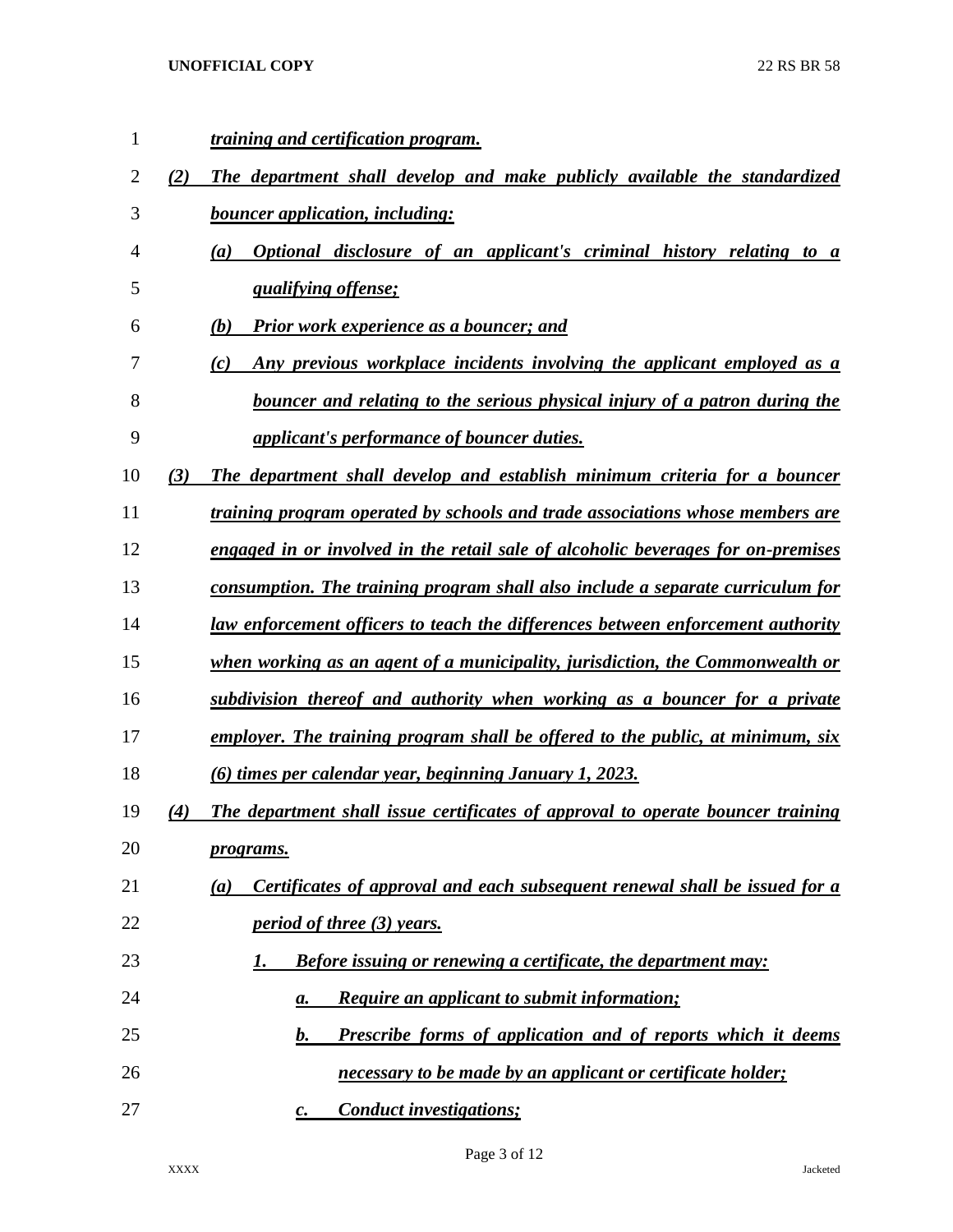*training and certification program.*

(2) *The department shall develop and make publicly available the standardized bouncer application, including:*

(a) *Optional disclosure of an applicant's criminal history relating to a qualifying offense;*

(b) *Prior work experience as a bouncer; and*

(c) *Any previous workplace incidents involving the applicant employed as a bouncer and relating to the serious physical injury of a patron during the applicant's performance of bouncer duties.*

(3) *The department shall develop and establish minimum criteria for a bouncer training program operated by schools and trade associations whose members are engaged in or involved in the retail sale of alcoholic beverages for on-premises consumption. The training program shall also include a separate curriculum for law enforcement officers to teach the differences between enforcement authority when working as an agent of a municipality, jurisdiction, the Commonwealth or subdivision thereof and authority when working as a bouncer for a private employer. The training program shall be offered to the public, at minimum, six (6) times per calendar year, beginning January 1, 2023.*

(4) *The department shall issue certificates of approval to operate bouncer training programs.*

(a) *Certificates of approval and each subsequent renewal shall be issued for a period of three (3) years.*

1. *Before issuing or renewing a certificate, the department may:*

a. *Require an applicant to submit information;*

b. *Prescribe forms of application and of reports which it deems necessary to be made by an applicant or certificate holder;*

c. *Conduct investigations;*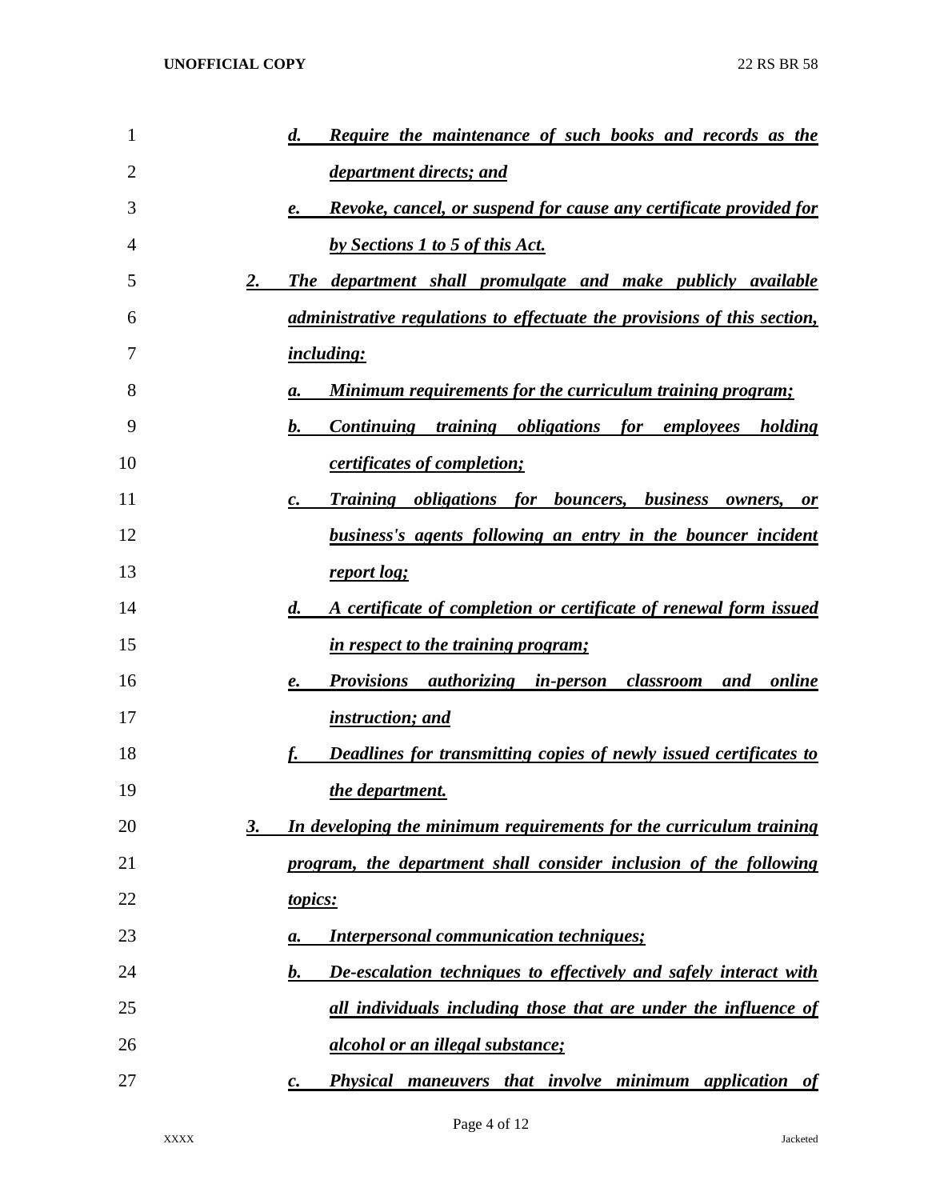*d. Require the maintenance of such books and records as the department directs; and*

*e. Revoke, cancel, or suspend for cause any certificate provided for by Sections 1 to 5 of this Act.*

*2. The department shall promulgate and make publicly available administrative regulations to effectuate the provisions of this section, including:*

*a. Minimum requirements for the curriculum training program;*

*b. Continuing training obligations for employees holding certificates of completion;*

*c. Training obligations for bouncers, business owners, or business's agents following an entry in the bouncer incident report log;*

*d. A certificate of completion or certificate of renewal form issued in respect to the training program;*

*e. Provisions authorizing in-person classroom and online instruction; and*

*f. Deadlines for transmitting copies of newly issued certificates to the department.*

*3. In developing the minimum requirements for the curriculum training program, the department shall consider inclusion of the following topics:*

*a. Interpersonal communication techniques;*

*b. De-escalation techniques to effectively and safely interact with all individuals including those that are under the influence of alcohol or an illegal substance;*

*c. Physical maneuvers that involve minimum application of*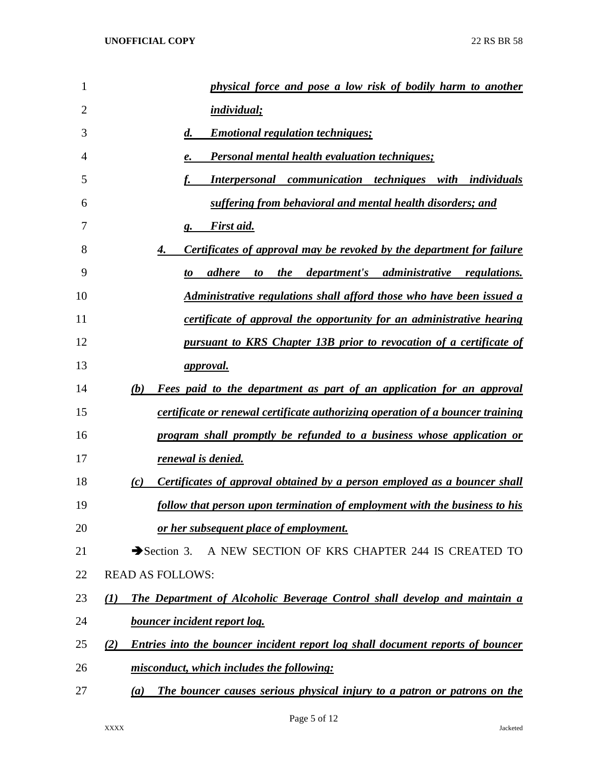*physical force and pose a low risk of bodily harm to another individual;*

*d. Emotional regulation techniques;*

*e. Personal mental health evaluation techniques;*

*f. Interpersonal communication techniques with individuals suffering from behavioral and mental health disorders; and*

*g. First aid.*

*4. Certificates of approval may be revoked by the department for failure to adhere to the department's administrative regulations. Administrative regulations shall afford those who have been issued a certificate of approval the opportunity for an administrative hearing pursuant to KRS Chapter 13B prior to revocation of a certificate of approval.*

*(b) Fees paid to the department as part of an application for an approval certificate or renewal certificate authorizing operation of a bouncer training program shall promptly be refunded to a business whose application or renewal is denied.*

*(c) Certificates of approval obtained by a person employed as a bouncer shall follow that person upon termination of employment with the business to his or her subsequent place of employment.*

➔Section 3. A NEW SECTION OF KRS CHAPTER 244 IS CREATED TO READ AS FOLLOWS:

*(1) The Department of Alcoholic Beverage Control shall develop and maintain a bouncer incident report log.*

*(2) Entries into the bouncer incident report log shall document reports of bouncer misconduct, which includes the following:*

*(a) The bouncer causes serious physical injury to a patron or patrons on the*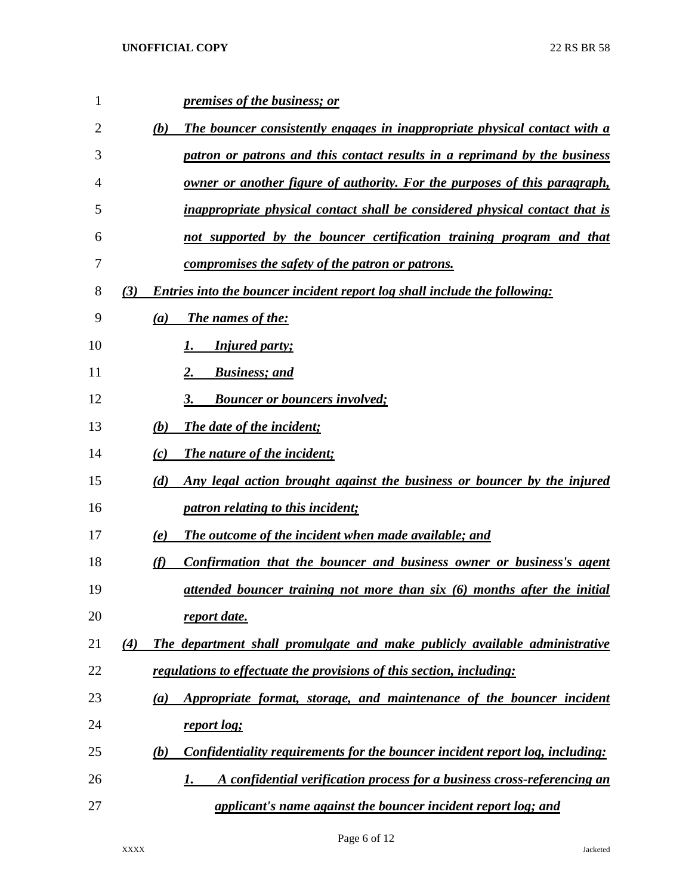*premises of the business; or*

*(b) The bouncer consistently engages in inappropriate physical contact with a patron or patrons and this contact results in a reprimand by the business owner or another figure of authority. For the purposes of this paragraph, inappropriate physical contact shall be considered physical contact that is not supported by the bouncer certification training program and that compromises the safety of the patron or patrons.*

*(3) Entries into the bouncer incident report log shall include the following:*

*(a) The names of the:*

*1. Injured party;*

*2. Business; and*

*3. Bouncer or bouncers involved;*

*(b) The date of the incident;*

*(c) The nature of the incident;*

*(d) Any legal action brought against the business or bouncer by the injured patron relating to this incident;*

*(e) The outcome of the incident when made available; and*

*(f) Confirmation that the bouncer and business owner or business's agent attended bouncer training not more than six (6) months after the initial report date.*

*(4) The department shall promulgate and make publicly available administrative regulations to effectuate the provisions of this section, including:*

*(a) Appropriate format, storage, and maintenance of the bouncer incident report log;*

*(b) Confidentiality requirements for the bouncer incident report log, including:*

*1. A confidential verification process for a business cross-referencing an applicant's name against the bouncer incident report log; and*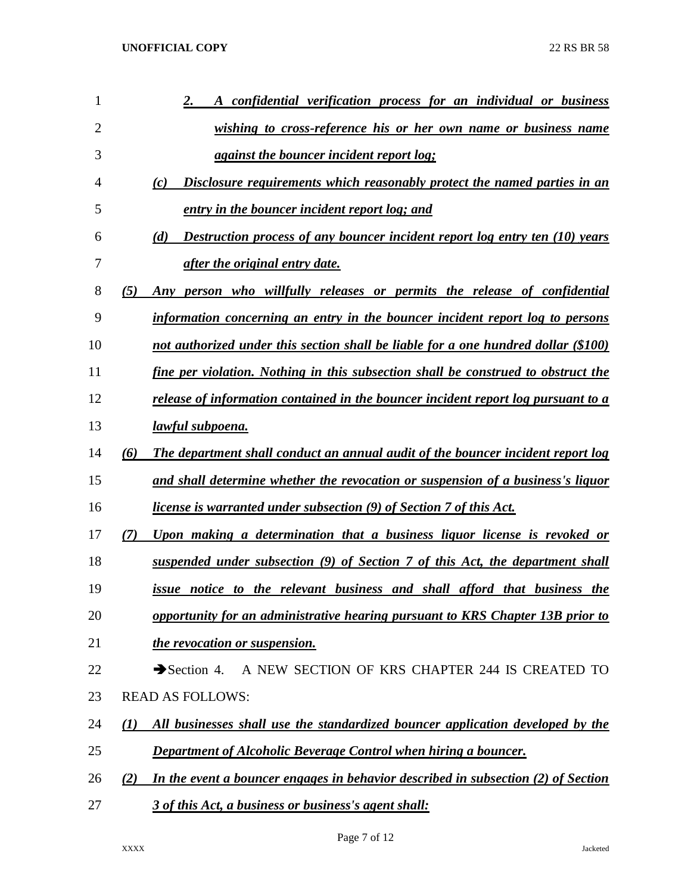*2. A confidential verification process for an individual or business wishing to cross-reference his or her own name or business name against the bouncer incident report log;*

*(c) Disclosure requirements which reasonably protect the named parties in an entry in the bouncer incident report log; and*

*(d) Destruction process of any bouncer incident report log entry ten (10) years after the original entry date.*

*(5) Any person who willfully releases or permits the release of confidential information concerning an entry in the bouncer incident report log to persons not authorized under this section shall be liable for a one hundred dollar ($100) fine per violation. Nothing in this subsection shall be construed to obstruct the release of information contained in the bouncer incident report log pursuant to a lawful subpoena.*

*(6) The department shall conduct an annual audit of the bouncer incident report log and shall determine whether the revocation or suspension of a business's liquor license is warranted under subsection (9) of Section 7 of this Act.*

*(7) Upon making a determination that a business liquor license is revoked or suspended under subsection (9) of Section 7 of this Act, the department shall issue notice to the relevant business and shall afford that business the opportunity for an administrative hearing pursuant to KRS Chapter 13B prior to the revocation or suspension.*

➔Section 4. A NEW SECTION OF KRS CHAPTER 244 IS CREATED TO READ AS FOLLOWS:

*(1) All businesses shall use the standardized bouncer application developed by the Department of Alcoholic Beverage Control when hiring a bouncer.*

*(2) In the event a bouncer engages in behavior described in subsection (2) of Section 3 of this Act, a business or business's agent shall:*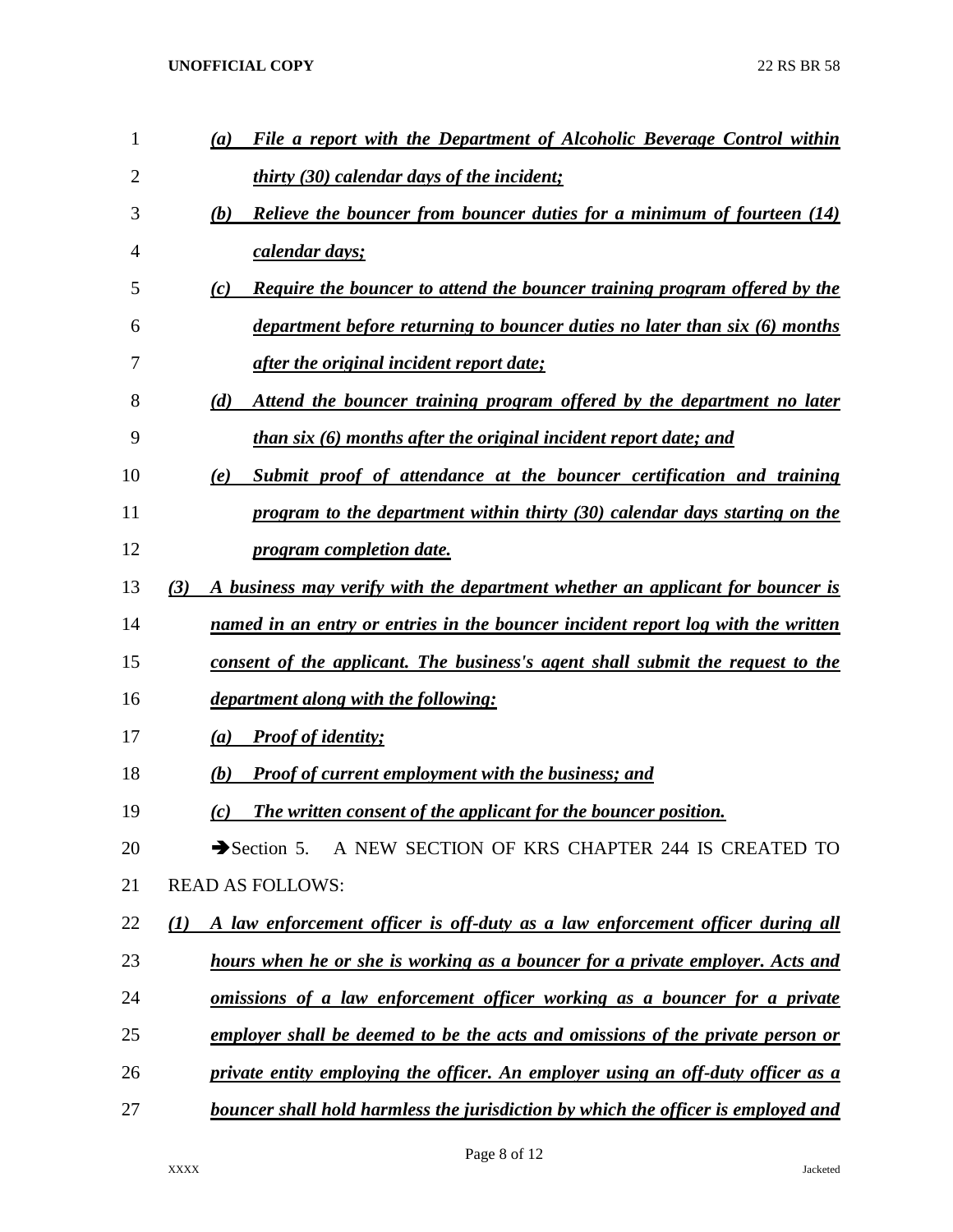*(a) File a report with the Department of Alcoholic Beverage Control within thirty (30) calendar days of the incident;*

*(b) Relieve the bouncer from bouncer duties for a minimum of fourteen (14) calendar days;*

*(c) Require the bouncer to attend the bouncer training program offered by the department before returning to bouncer duties no later than six (6) months after the original incident report date;*

*(d) Attend the bouncer training program offered by the department no later than six (6) months after the original incident report date; and*

*(e) Submit proof of attendance at the bouncer certification and training program to the department within thirty (30) calendar days starting on the program completion date.*

*(3) A business may verify with the department whether an applicant for bouncer is named in an entry or entries in the bouncer incident report log with the written consent of the applicant. The business's agent shall submit the request to the department along with the following:*

*(a) Proof of identity;*

*(b) Proof of current employment with the business; and*

*(c) The written consent of the applicant for the bouncer position.*

➔Section 5. A NEW SECTION OF KRS CHAPTER 244 IS CREATED TO READ AS FOLLOWS:

*(1) A law enforcement officer is off-duty as a law enforcement officer during all hours when he or she is working as a bouncer for a private employer. Acts and omissions of a law enforcement officer working as a bouncer for a private employer shall be deemed to be the acts and omissions of the private person or private entity employing the officer. An employer using an off-duty officer as a bouncer shall hold harmless the jurisdiction by which the officer is employed and*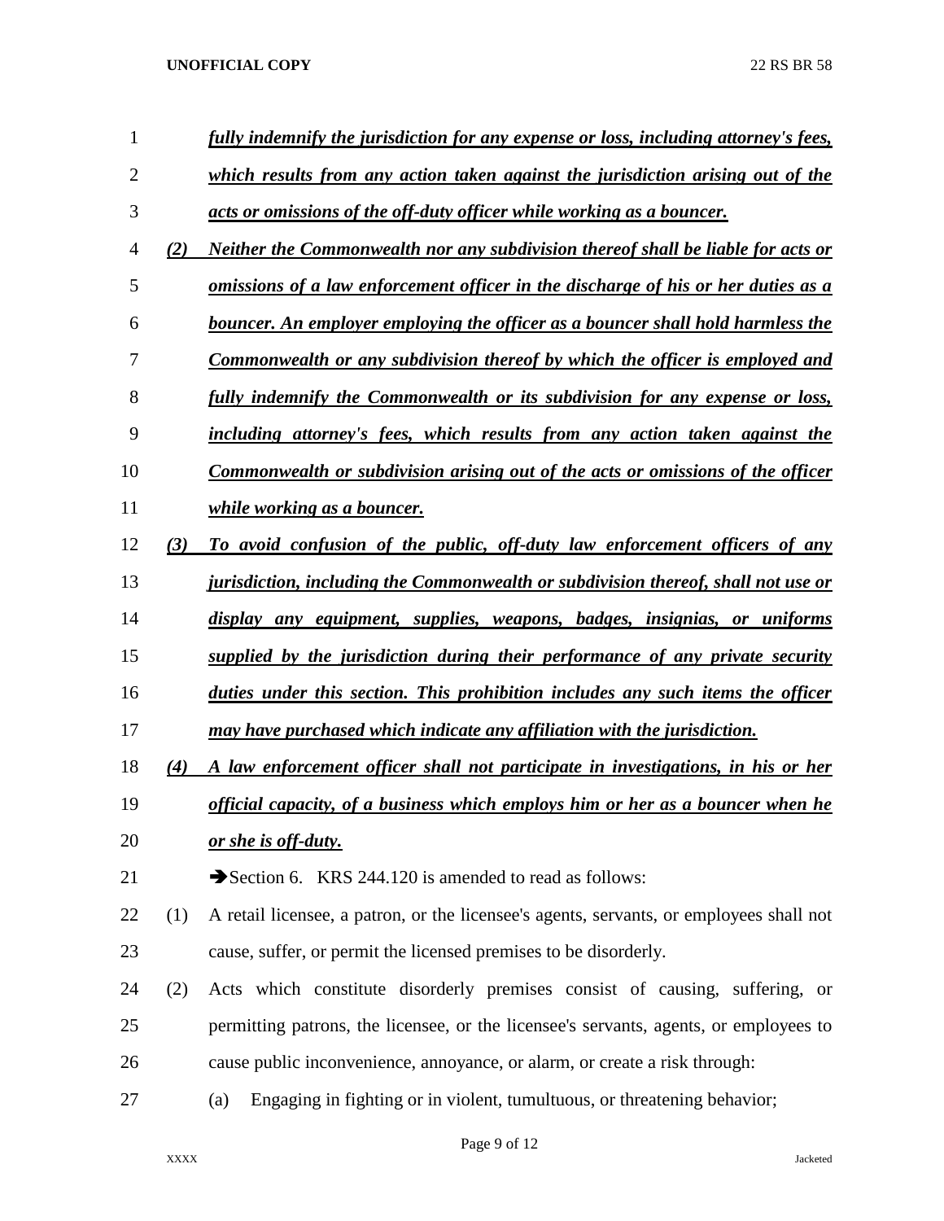***fully indemnify the jurisdiction for any expense or loss, including attorney's fees, which results from any action taken against the jurisdiction arising out of the acts or omissions of the off-duty officer while working as a bouncer.***

***(2) Neither the Commonwealth nor any subdivision thereof shall be liable for acts or omissions of a law enforcement officer in the discharge of his or her duties as a bouncer. An employer employing the officer as a bouncer shall hold harmless the Commonwealth or any subdivision thereof by which the officer is employed and fully indemnify the Commonwealth or its subdivision for any expense or loss, including attorney's fees, which results from any action taken against the Commonwealth or subdivision arising out of the acts or omissions of the officer while working as a bouncer.***

***(3) To avoid confusion of the public, off-duty law enforcement officers of any jurisdiction, including the Commonwealth or subdivision thereof, shall not use or display any equipment, supplies, weapons, badges, insignias, or uniforms supplied by the jurisdiction during their performance of any private security duties under this section. This prohibition includes any such items the officer may have purchased which indicate any affiliation with the jurisdiction.***

***(4) A law enforcement officer shall not participate in investigations, in his or her official capacity, of a business which employs him or her as a bouncer when he or she is off-duty.***

➔Section 6. KRS 244.120 is amended to read as follows:

(1) A retail licensee, a patron, or the licensee's agents, servants, or employees shall not cause, suffer, or permit the licensed premises to be disorderly.

(2) Acts which constitute disorderly premises consist of causing, suffering, or permitting patrons, the licensee, or the licensee's servants, agents, or employees to cause public inconvenience, annoyance, or alarm, or create a risk through:

(a) Engaging in fighting or in violent, tumultuous, or threatening behavior;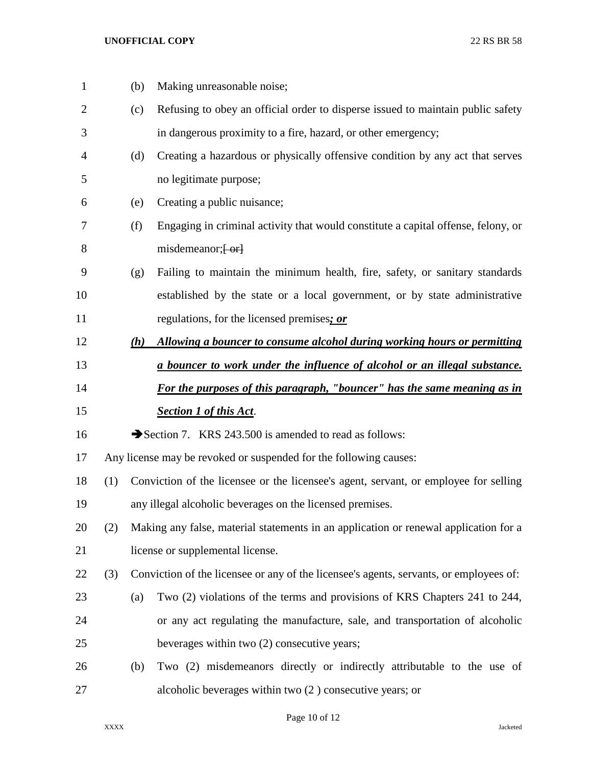(b) Making unreasonable noise;

(c) Refusing to obey an official order to disperse issued to maintain public safety in dangerous proximity to a fire, hazard, or other emergency;

(d) Creating a hazardous or physically offensive condition by any act that serves no legitimate purpose;

(e) Creating a public nuisance;

(f) Engaging in criminal activity that would constitute a capital offense, felony, or misdemeanor;~~[ or]~~

(g) Failing to maintain the minimum health, fire, safety, or sanitary standards established by the state or a local government, or by state administrative regulations, for the licensed premises***; or***

***(h) Allowing a bouncer to consume alcohol during working hours or permitting a bouncer to work under the influence of alcohol or an illegal substance. For the purposes of this paragraph, "bouncer" has the same meaning as in Section 1 of this Act***.

➔Section 7. KRS 243.500 is amended to read as follows:

Any license may be revoked or suspended for the following causes:

(1) Conviction of the licensee or the licensee's agent, servant, or employee for selling any illegal alcoholic beverages on the licensed premises.

(2) Making any false, material statements in an application or renewal application for a license or supplemental license.

(3) Conviction of the licensee or any of the licensee's agents, servants, or employees of:

(a) Two (2) violations of the terms and provisions of KRS Chapters 241 to 244, or any act regulating the manufacture, sale, and transportation of alcoholic beverages within two (2) consecutive years;

(b) Two (2) misdemeanors directly or indirectly attributable to the use of alcoholic beverages within two (2 ) consecutive years; or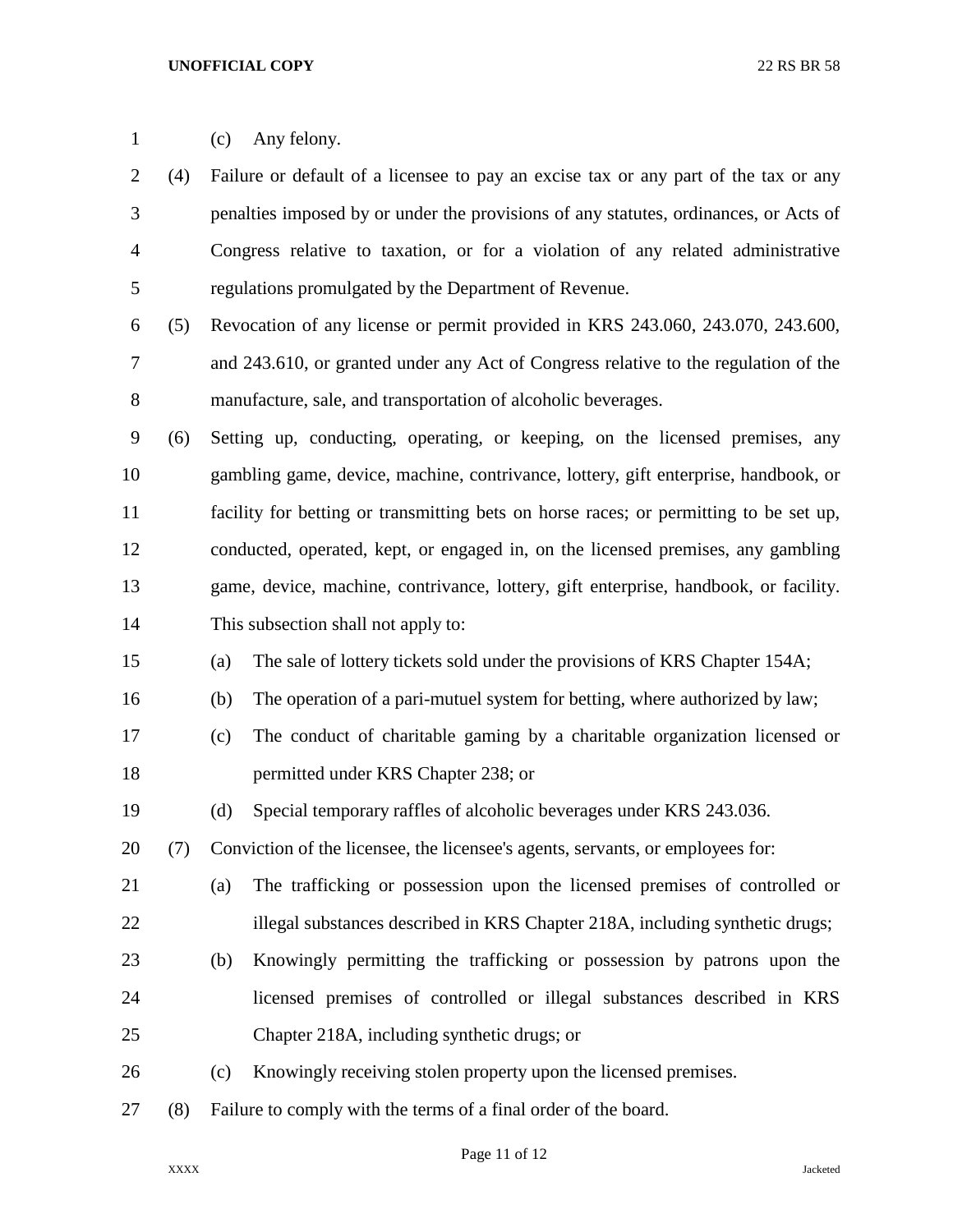(c) Any felony.

(4) Failure or default of a licensee to pay an excise tax or any part of the tax or any penalties imposed by or under the provisions of any statutes, ordinances, or Acts of Congress relative to taxation, or for a violation of any related administrative regulations promulgated by the Department of Revenue.

(5) Revocation of any license or permit provided in KRS 243.060, 243.070, 243.600, and 243.610, or granted under any Act of Congress relative to the regulation of the manufacture, sale, and transportation of alcoholic beverages.

(6) Setting up, conducting, operating, or keeping, on the licensed premises, any gambling game, device, machine, contrivance, lottery, gift enterprise, handbook, or facility for betting or transmitting bets on horse races; or permitting to be set up, conducted, operated, kept, or engaged in, on the licensed premises, any gambling game, device, machine, contrivance, lottery, gift enterprise, handbook, or facility. This subsection shall not apply to:

(a) The sale of lottery tickets sold under the provisions of KRS Chapter 154A;

(b) The operation of a pari-mutuel system for betting, where authorized by law;

(c) The conduct of charitable gaming by a charitable organization licensed or permitted under KRS Chapter 238; or

(d) Special temporary raffles of alcoholic beverages under KRS 243.036.

(7) Conviction of the licensee, the licensee's agents, servants, or employees for:

(a) The trafficking or possession upon the licensed premises of controlled or illegal substances described in KRS Chapter 218A, including synthetic drugs;

(b) Knowingly permitting the trafficking or possession by patrons upon the licensed premises of controlled or illegal substances described in KRS Chapter 218A, including synthetic drugs; or

(c) Knowingly receiving stolen property upon the licensed premises.

(8) Failure to comply with the terms of a final order of the board.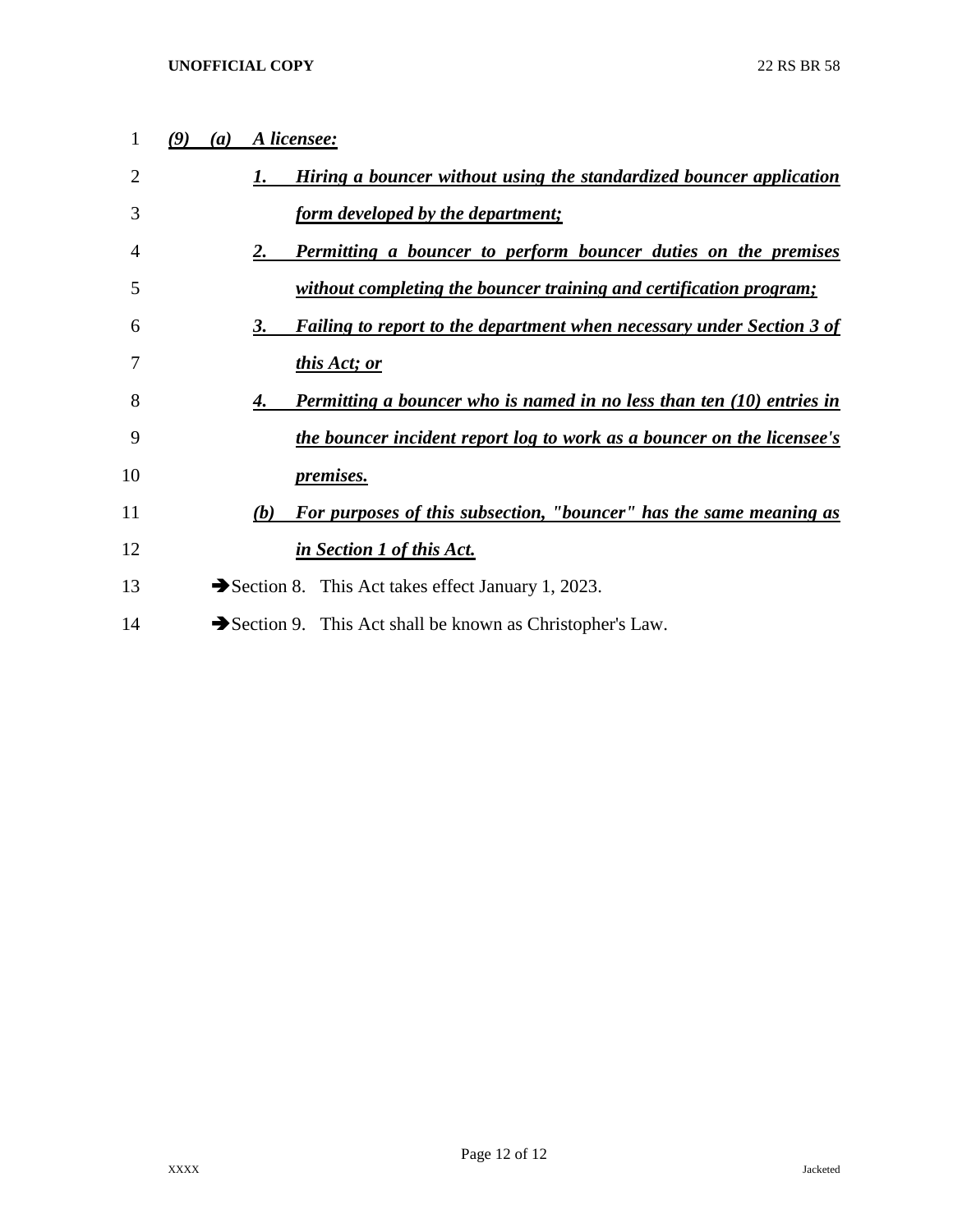*(9) (a) A licensee:*

*1. Hiring a bouncer without using the standardized bouncer application form developed by the department;*

*2. Permitting a bouncer to perform bouncer duties on the premises without completing the bouncer training and certification program;*

*3. Failing to report to the department when necessary under Section 3 of this Act; or*

*4. Permitting a bouncer who is named in no less than ten (10) entries in the bouncer incident report log to work as a bouncer on the licensee's premises.*

*(b) For purposes of this subsection, "bouncer" has the same meaning as in Section 1 of this Act.*

➔Section 8. This Act takes effect January 1, 2023.

➔Section 9. This Act shall be known as Christopher's Law.